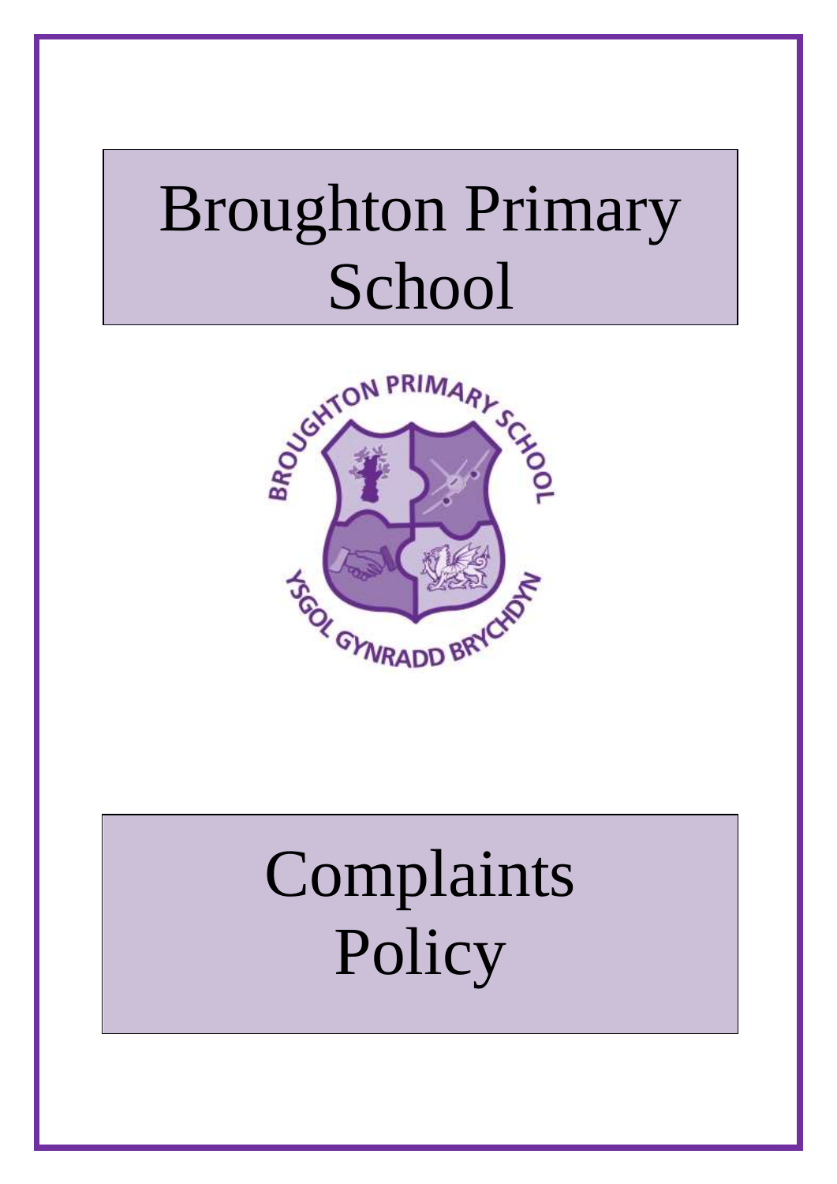# Broughton Primary School

# Complaints Policy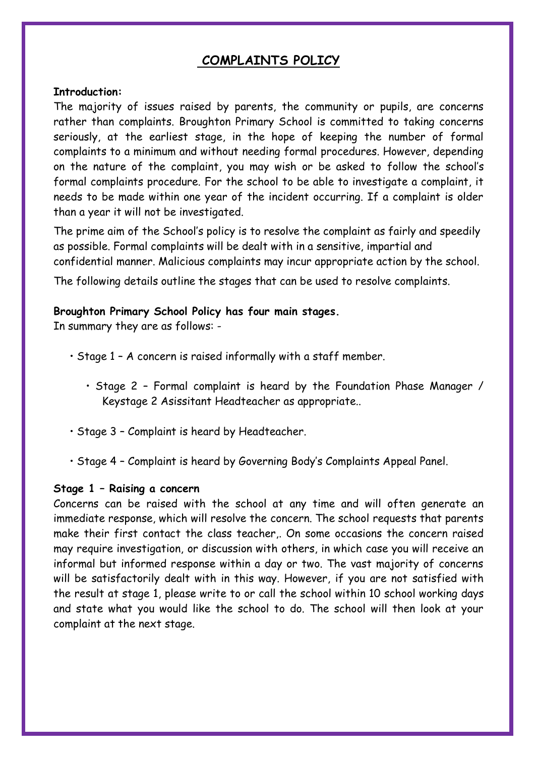# COMPLAINTS POLICY

**Introduction:**

The majority of issues raised by parents, the community or pupils, are concerns rather than complaints. Broughton Primary School is committed to taking concerns seriously, at the earliest stage, in the hope of keeping the number of formal complaints to a minimum and without needing formal procedures. However, depending on the nature of the complaint, you may wish or be asked to follow the school's formal complaints procedure. For the school to be able to investigate a complaint, it needs to be made within one year of the incident occurring. If a complaint is older than a year it will not be investigated.

The prime aim of the School's policy is to resolve the complaint as fairly and speedily as possible. Formal complaints will be dealt with in a sensitive, impartial and confidential manner. Malicious complaints may incur appropriate action by the school.

The following details outline the stages that can be used to resolve complaints.

**Broughton Primary School Policy has four main stages.**

In summary they are as follows: -

- Stage 1 – A concern is raised informally with a staff member.
- Stage 2 – Formal complaint is heard by the Foundation Phase Manager / Keystage 2 Asissitant Headteacher as appropriate..
- Stage 3 – Complaint is heard by Headteacher.
- Stage 4 – Complaint is heard by Governing Body's Complaints Appeal Panel.

**Stage 1 – Raising a concern**

Concerns can be raised with the school at any time and will often generate an immediate response, which will resolve the concern. The school requests that parents make their first contact the class teacher,. On some occasions the concern raised may require investigation, or discussion with others, in which case you will receive an informal but informed response within a day or two. The vast majority of concerns will be satisfactorily dealt with in this way. However, if you are not satisfied with the result at stage 1, please write to or call the school within 10 school working days and state what you would like the school to do. The school will then look at your complaint at the next stage.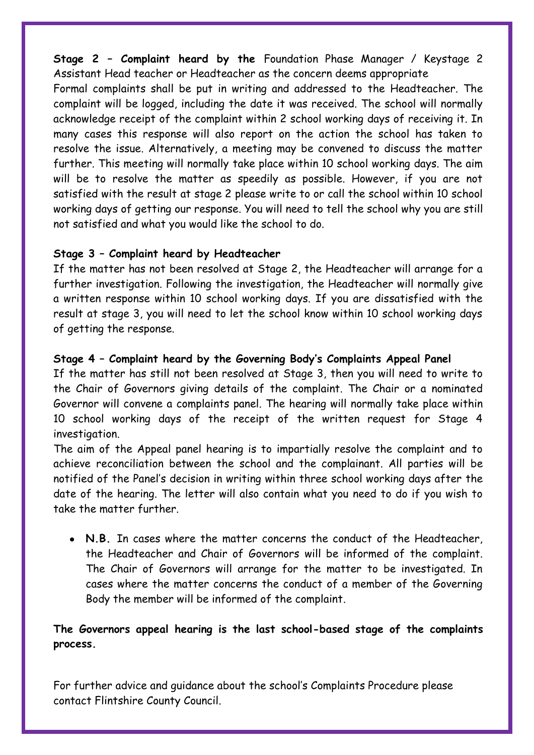**Stage 2 – Complaint heard by the** Foundation Phase Manager / Keystage 2 Assistant Head teacher or Headteacher as the concern deems appropriate

Formal complaints shall be put in writing and addressed to the Headteacher. The complaint will be logged, including the date it was received. The school will normally acknowledge receipt of the complaint within 2 school working days of receiving it. In many cases this response will also report on the action the school has taken to resolve the issue. Alternatively, a meeting may be convened to discuss the matter further. This meeting will normally take place within 10 school working days. The aim will be to resolve the matter as speedily as possible. However, if you are not satisfied with the result at stage 2 please write to or call the school within 10 school working days of getting our response. You will need to tell the school why you are still not satisfied and what you would like the school to do.

**Stage 3 – Complaint heard by Headteacher**

If the matter has not been resolved at Stage 2, the Headteacher will arrange for a further investigation. Following the investigation, the Headteacher will normally give a written response within 10 school working days. If you are dissatisfied with the result at stage 3, you will need to let the school know within 10 school working days of getting the response.

**Stage 4 – Complaint heard by the Governing Body's Complaints Appeal Panel**

If the matter has still not been resolved at Stage 3, then you will need to write to the Chair of Governors giving details of the complaint. The Chair or a nominated Governor will convene a complaints panel. The hearing will normally take place within 10 school working days of the receipt of the written request for Stage 4 investigation.

The aim of the Appeal panel hearing is to impartially resolve the complaint and to achieve reconciliation between the school and the complainant. All parties will be notified of the Panel's decision in writing within three school working days after the date of the hearing. The letter will also contain what you need to do if you wish to take the matter further.

- **N.B.** In cases where the matter concerns the conduct of the Headteacher, the Headteacher and Chair of Governors will be informed of the complaint. The Chair of Governors will arrange for the matter to be investigated. In cases where the matter concerns the conduct of a member of the Governing Body the member will be informed of the complaint.

**The Governors appeal hearing is the last school-based stage of the complaints process.**

For further advice and guidance about the school's Complaints Procedure please contact Flintshire County Council.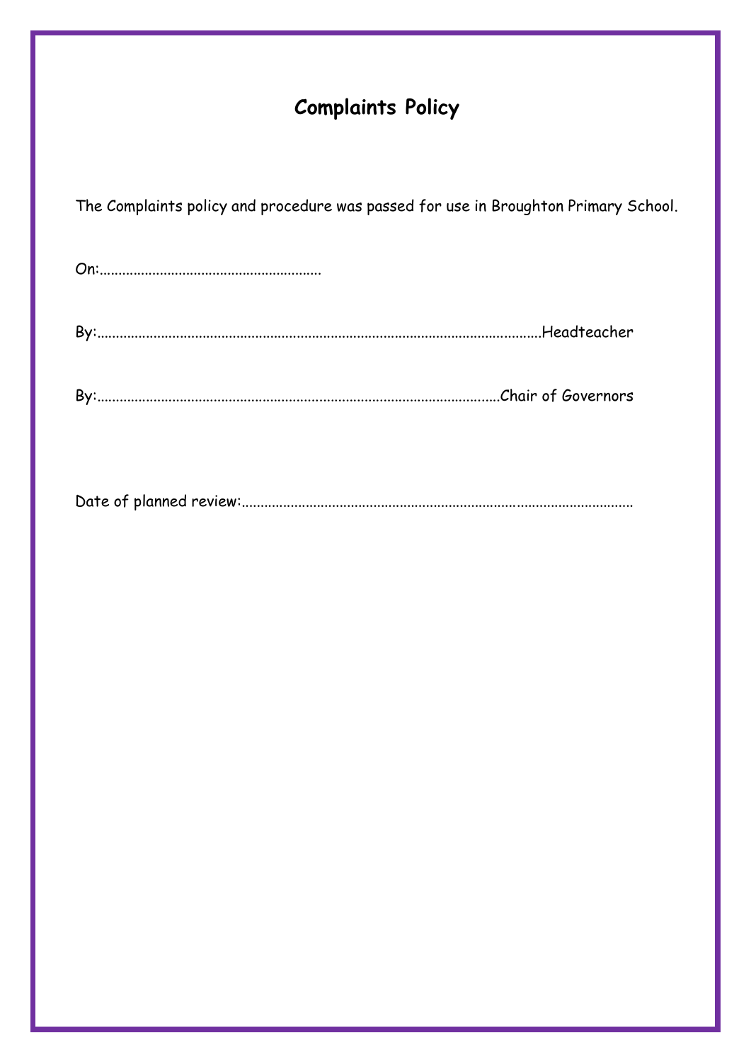# Complaints Policy

The Complaints policy and procedure was passed for use in Broughton Primary School.

On:…………………………………………………

By:……………………………………………………………………………………………………Headteacher

By:………………………………………………………………………………………………Chair of Governors

Date of planned review:……………………………………………………………………………………………